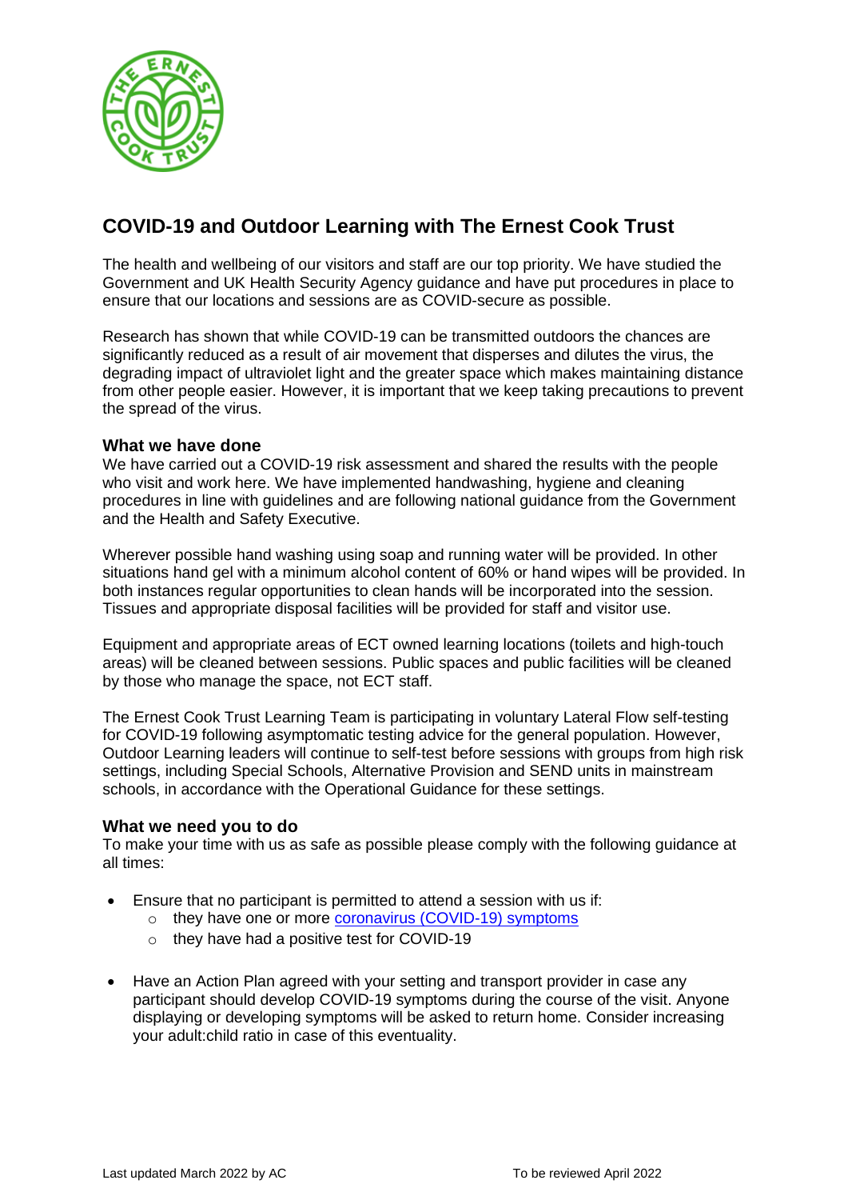# COVID-19 and Outdoor Learning with The Ernest Cook Trust

The health and wellbeing of our visitors and staff are our top priority. We have studied the Government and UK Health Security Agency guidance and have put procedures in place to ensure that our locations and sessions are as COVID-secure as possible.

Research has shown that while COVID-19 can be transmitted outdoors the chances are significantly reduced as a result of air movement that disperses and dilutes the virus, the degrading impact of ultraviolet light and the greater space which makes maintaining distance from other people easier. However, it is important that we keep taking precautions to prevent the spread of the virus.

### What we have done

We have carried out a COVID-19 risk assessment and shared the results with the people who visit and work here. We have implemented handwashing, hygiene and cleaning procedures in line with guidelines and are following national guidance from the Government and the Health and Safety Executive.

Wherever possible hand washing using soap and running water will be provided. In other situations hand gel with a minimum alcohol content of 60% or hand wipes will be provided. In both instances regular opportunities to clean hands will be incorporated into the session. Tissues and appropriate disposal facilities will be provided for staff and visitor use.

Equipment and appropriate areas of ECT owned learning locations (toilets and high-touch areas) will be cleaned between sessions. Public spaces and public facilities will be cleaned by those who manage the space, not ECT staff.

The Ernest Cook Trust Learning Team is participating in voluntary Lateral Flow self-testing for COVID-19 following asymptomatic testing advice for the general population. However, Outdoor Learning leaders will continue to self-test before sessions with groups from high risk settings, including Special Schools, Alternative Provision and SEND units in mainstream schools, in accordance with the Operational Guidance for these settings.

### What we need you to do

To make your time with us as safe as possible please comply with the following guidance at all times:

- Ensure that no participant is permitted to attend a session with us if:
  - they have one or more coronavirus (COVID-19) symptoms
  - they have had a positive test for COVID-19
- Have an Action Plan agreed with your setting and transport provider in case any participant should develop COVID-19 symptoms during the course of the visit. Anyone displaying or developing symptoms will be asked to return home. Consider increasing your adult:child ratio in case of this eventuality.

Last updated March 2022 by AC　　To be reviewed April 2022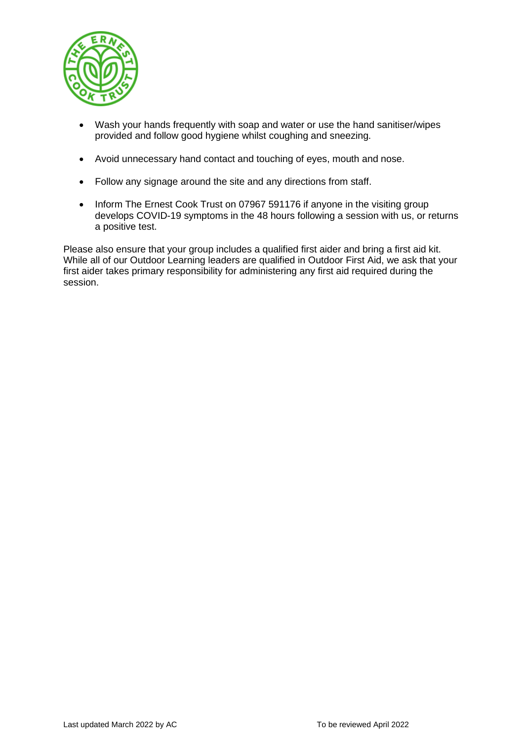- Wash your hands frequently with soap and water or use the hand sanitiser/wipes provided and follow good hygiene whilst coughing and sneezing.
- Avoid unnecessary hand contact and touching of eyes, mouth and nose.
- Follow any signage around the site and any directions from staff.
- Inform The Ernest Cook Trust on 07967 591176 if anyone in the visiting group develops COVID-19 symptoms in the 48 hours following a session with us, or returns a positive test.

Please also ensure that your group includes a qualified first aider and bring a first aid kit. While all of our Outdoor Learning leaders are qualified in Outdoor First Aid, we ask that your first aider takes primary responsibility for administering any first aid required during the session.

Last updated March 2022 by AC

To be reviewed April 2022